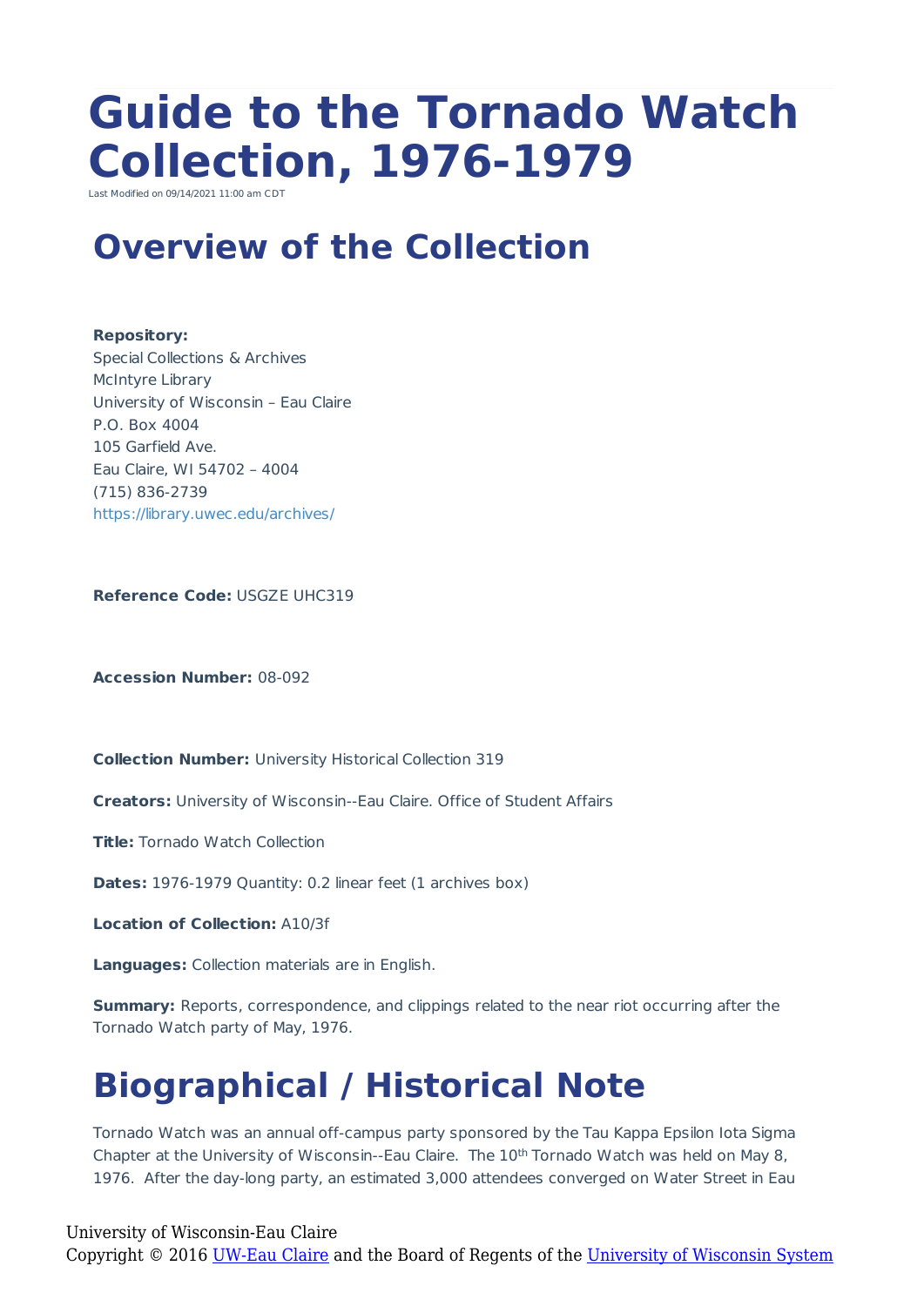# Guide to the Tornado Watch Collection, 1976-1979

Last Modified on 09/14/2021 11:00 am CDT

## Overview of the Collection

**Repository:**
Special Collections & Archives
McIntyre Library
University of Wisconsin – Eau Claire
P.O. Box 4004
105 Garfield Ave.
Eau Claire, WI 54702 – 4004
(715) 836-2739
https://library.uwec.edu/archives/

**Reference Code:** USGZE UHC319

**Accession Number:** 08-092

**Collection Number:** University Historical Collection 319

**Creators:** University of Wisconsin--Eau Claire. Office of Student Affairs

**Title:** Tornado Watch Collection

**Dates:** 1976-1979 Quantity: 0.2 linear feet (1 archives box)

**Location of Collection:** A10/3f

**Languages:** Collection materials are in English.

**Summary:** Reports, correspondence, and clippings related to the near riot occurring after the Tornado Watch party of May, 1976.

## Biographical / Historical Note

Tornado Watch was an annual off-campus party sponsored by the Tau Kappa Epsilon Iota Sigma Chapter at the University of Wisconsin--Eau Claire. The 10th Tornado Watch was held on May 8, 1976. After the day-long party, an estimated 3,000 attendees converged on Water Street in Eau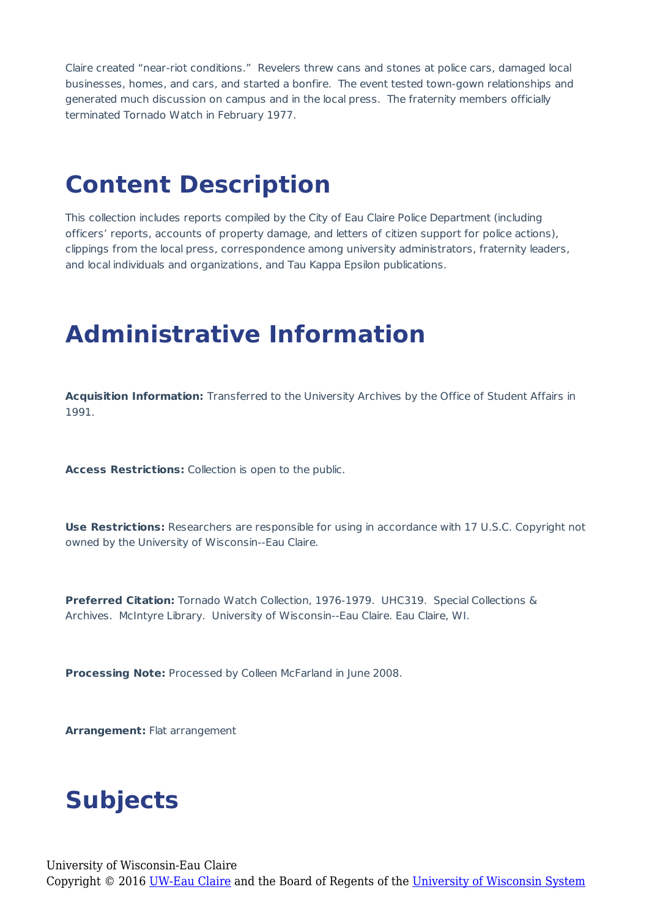Claire created “near-riot conditions.” Revelers threw cans and stones at police cars, damaged local businesses, homes, and cars, and started a bonfire. The event tested town-gown relationships and generated much discussion on campus and in the local press. The fraternity members officially terminated Tornado Watch in February 1977.

# Content Description

This collection includes reports compiled by the City of Eau Claire Police Department (including officers’ reports, accounts of property damage, and letters of citizen support for police actions), clippings from the local press, correspondence among university administrators, fraternity leaders, and local individuals and organizations, and Tau Kappa Epsilon publications.

# Administrative Information

**Acquisition Information:** Transferred to the University Archives by the Office of Student Affairs in 1991.

**Access Restrictions:** Collection is open to the public.

**Use Restrictions:** Researchers are responsible for using in accordance with 17 U.S.C. Copyright not owned by the University of Wisconsin--Eau Claire.

**Preferred Citation:** Tornado Watch Collection, 1976-1979. UHC319. Special Collections & Archives. McIntyre Library. University of Wisconsin--Eau Claire. Eau Claire, WI.

**Processing Note:** Processed by Colleen McFarland in June 2008.

**Arrangement:** Flat arrangement

# Subjects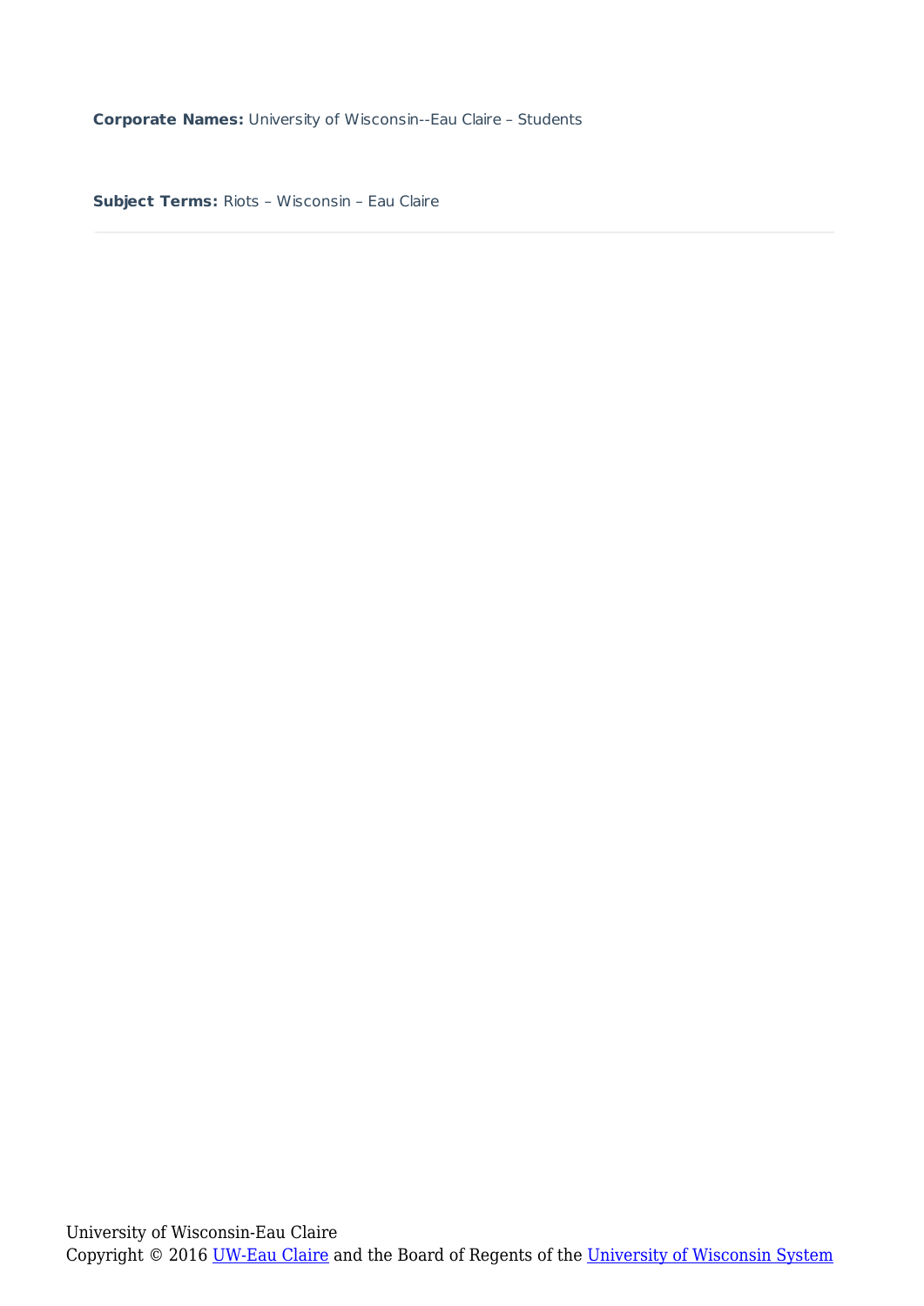**Corporate Names:** University of Wisconsin--Eau Claire – Students

**Subject Terms:** Riots – Wisconsin – Eau Claire

---

University of Wisconsin-Eau Claire
Copyright © 2016 UW-Eau Claire and the Board of Regents of the University of Wisconsin System